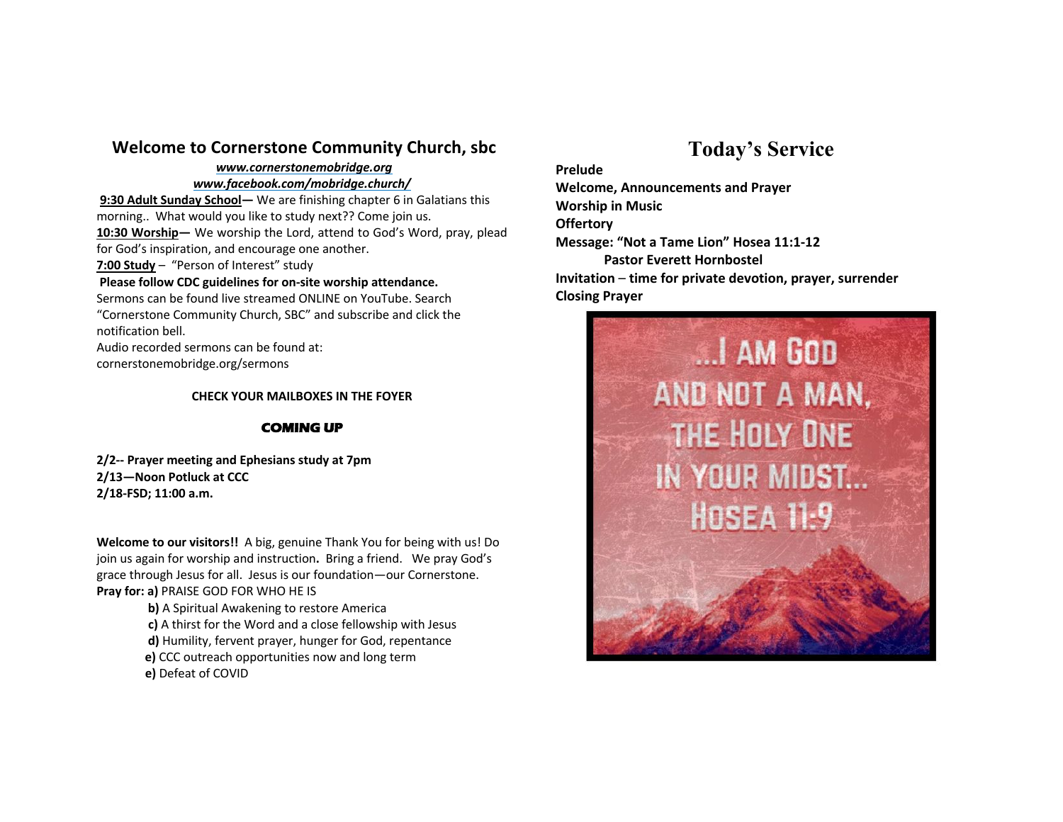## Welcome to Cornerstone Community Church, sbc

***www.cornerstonemobridge.org***
***www.facebook.com/mobridge.church/***

**9:30 Adult Sunday School—** We are finishing chapter 6 in Galatians this morning.. What would you like to study next?? Come join us.

**10:30 Worship—** We worship the Lord, attend to God's Word, pray, plead for God's inspiration, and encourage one another.

**7:00 Study** – "Person of Interest" study

**Please follow CDC guidelines for on-site worship attendance.**

Sermons can be found live streamed ONLINE on YouTube. Search "Cornerstone Community Church, SBC" and subscribe and click the notification bell.

Audio recorded sermons can be found at: cornerstonemobridge.org/sermons

**CHECK YOUR MAILBOXES IN THE FOYER**

**COMING UP**

**2/2-- Prayer meeting and Ephesians study at 7pm**
**2/13—Noon Potluck at CCC**
**2/18-FSD; 11:00 a.m.**

**Welcome to our visitors!!** A big, genuine Thank You for being with us! Do join us again for worship and instruction**.** Bring a friend. We pray God's grace through Jesus for all. Jesus is our foundation—our Cornerstone.

**Pray for: a)** PRAISE GOD FOR WHO HE IS
- **b)** A Spiritual Awakening to restore America
- **c)** A thirst for the Word and a close fellowship with Jesus
- **d)** Humility, fervent prayer, hunger for God, repentance
- **e)** CCC outreach opportunities now and long term
- **e)** Defeat of COVID

# Today's Service

**Prelude**
**Welcome, Announcements and Prayer**
**Worship in Music**
**Offertory**
**Message: "Not a Tame Lion" Hosea 11:1-12**
**Pastor Everett Hornbostel**
**Invitation – time for private devotion, prayer, surrender**
**Closing Prayer**

...I AM GOD AND NOT A MAN, THE HOLY ONE IN YOUR MIDST... HOSEA 11:9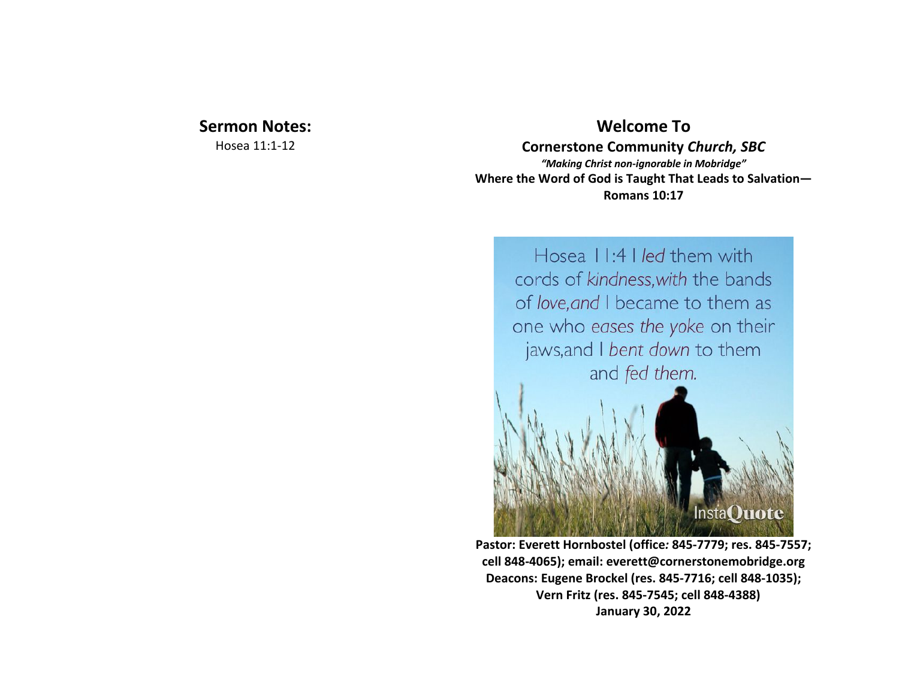## Sermon Notes:

Hosea 11:1-12

## Welcome To

**Cornerstone Community *Church, SBC***

***"Making Christ non-ignorable in Mobridge"***

**Where the Word of God is Taught That Leads to Salvation—Romans 10:17**

Hosea 11:4 I *led* them with cords of *kindness,with* the bands of *love,and* I became to them as one who *eases the yoke* on their jaws,and I *bent down* to them and *fed them.*

InstaQuote

**Pastor: Everett Hornbostel (office: 845-7779; res. 845-7557; cell 848-4065); email: everett@cornerstonemobridge.org**

**Deacons: Eugene Brockel (res. 845-7716; cell 848-1035); Vern Fritz (res. 845-7545; cell 848-4388)**

**January 30, 2022**